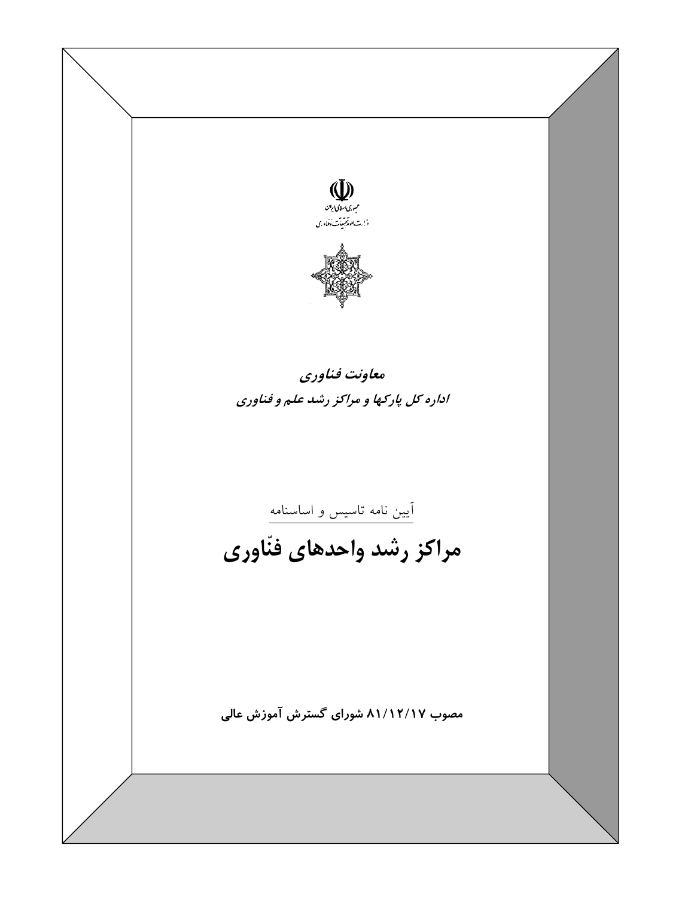جمهوری اسلامی ایران
وزارت علوم تحقیقات و فناوری

***معاونت فناوری***

***اداره کل پارکها و مراکز رشد علم و فناوری***

آیین نامه تاسیس و اساسنامه

# مراکز رشد واحدهای فنّاوری

**مصوب ۸۱/۱۲/۱۷ شورای گسترش آموزش عالی**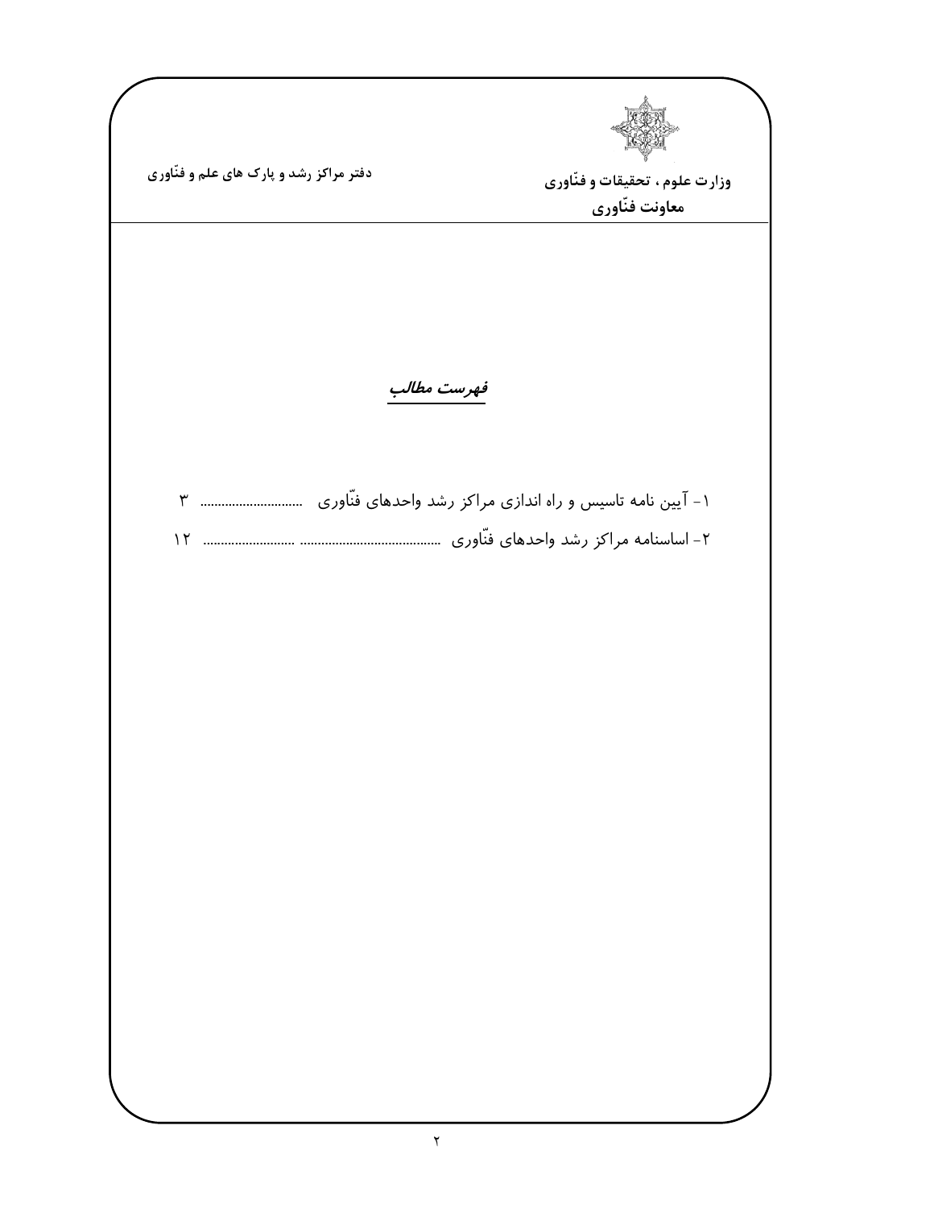## فهرست مطالب

۱- آیین نامه تاسیس و راه اندازی مراکز رشد واحدهای فنّاوری ............................ ۳

۲- اساسنامه مراکز رشد واحدهای فنّاوری ....................................... ......................... ۱۲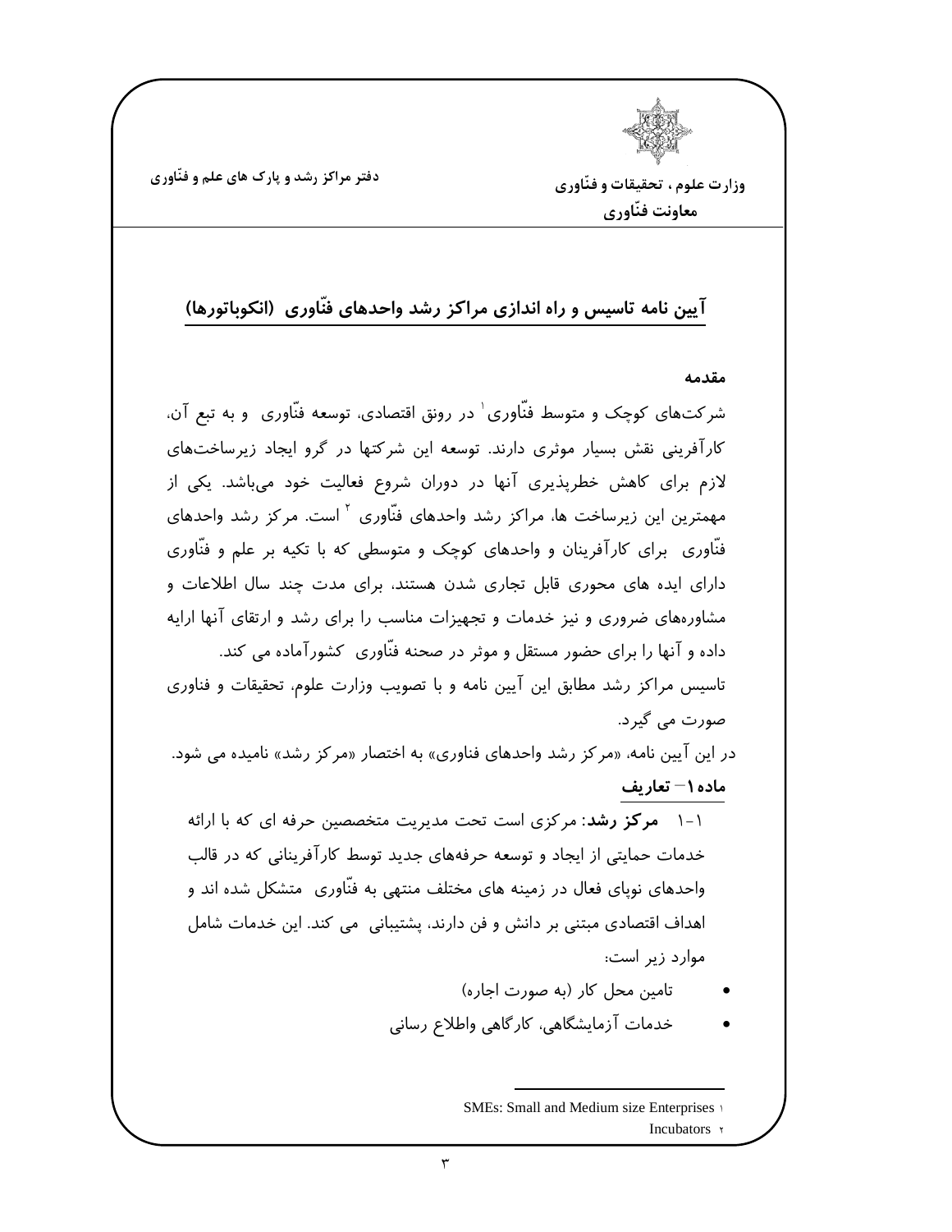# آیین نامه تاسیس و راه اندازی مراکز رشد واحدهای فنّاوری (انکوباتورها)

## مقدمه

شرکت‌های کوچک و متوسط فنّاوری[1] در رونق اقتصادی، توسعه فنّاوری و به تبع آن، کارآفرینی نقش بسیار موثری دارند. توسعه این شرکتها در گرو ایجاد زیرساخت‌های لازم برای کاهش خطرپذیری آنها در دوران شروع فعالیت خود می‌باشد. یکی از مهمترین این زیرساخت ها، مراکز رشد واحدهای فنّاوری[2] است. مرکز رشد واحدهای فنّاوری برای کارآفرینان و واحدهای کوچک و متوسطی که با تکیه بر علم و فنّاوری دارای ایده های محوری قابل تجاری شدن هستند، برای مدت چند سال اطلاعات و مشاوره‌های ضروری و نیز خدمات و تجهیزات مناسب را برای رشد و ارتقای آنها ارایه داده و آنها را برای حضور مستقل و موثر در صحنه فنّاوری کشورآماده می کند.

تاسیس مراکز رشد مطابق این آیین نامه و با تصویب وزارت علوم، تحقیقات و فناوری صورت می گیرد.

در این آیین نامه، «مرکز رشد واحدهای فناوری» به اختصار «مرکز رشد» نامیده می شود.

## ماده ۱– تعاریف

۱-۱ **مرکز رشد**: مرکزی است تحت مدیریت متخصصین حرفه ای که با ارائه خدمات حمایتی از ایجاد و توسعه حرفه‌های جدید توسط کارآفرینانی که در قالب واحدهای نوپای فعال در زمینه های مختلف منتهی به فنّاوری متشکل شده اند و اهداف اقتصادی مبتنی بر دانش و فن دارند، پشتیبانی می کند. این خدمات شامل موارد زیر است:

- تامین محل کار (به صورت اجاره)
- خدمات آزمایشگاهی، کارگاهی واطلاع رسانی

---

[1] SMEs: Small and Medium size Enterprises

[2] Incubators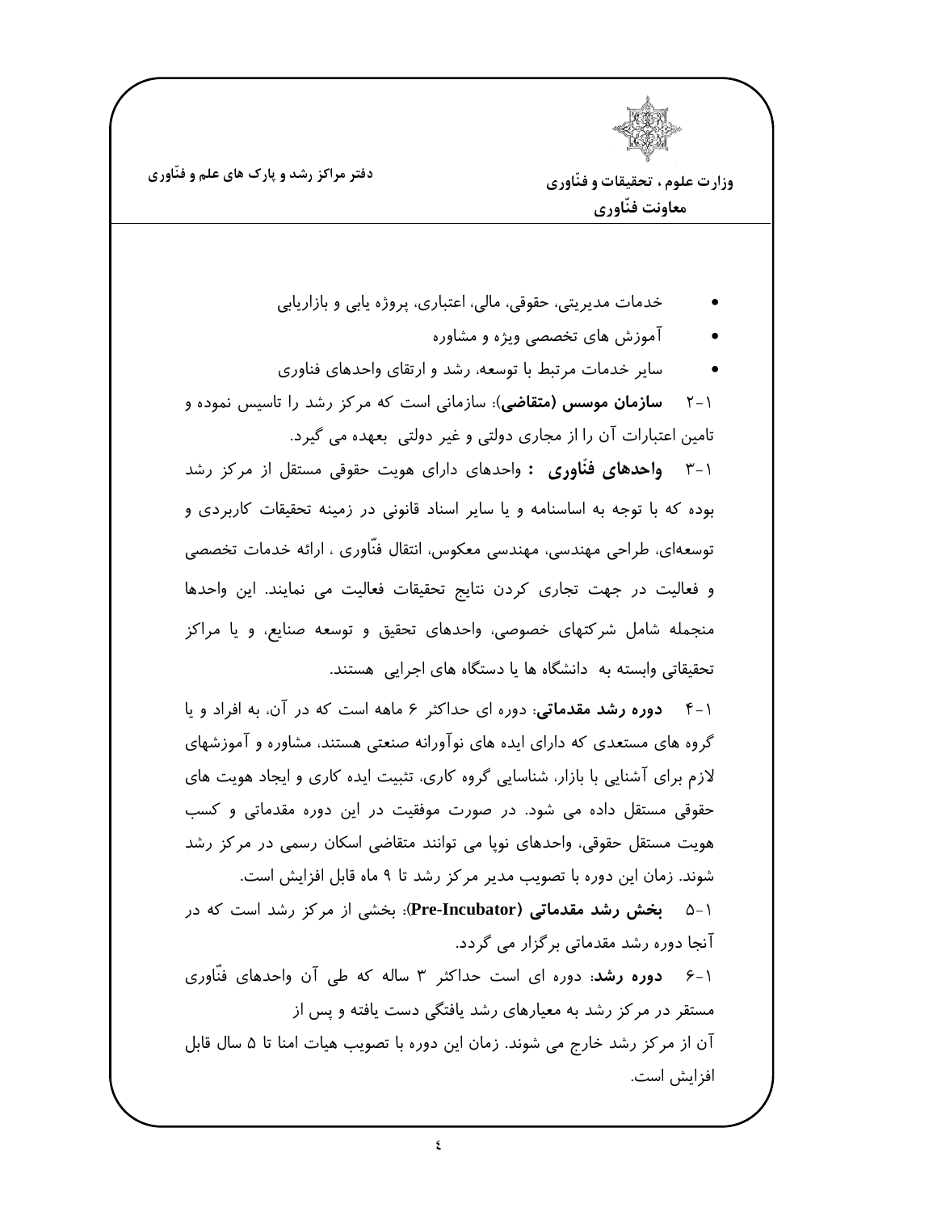- خدمات مدیریتی، حقوقی، مالی، اعتباری، پروژه یابی و بازاریابی
- آموزش های تخصصی ویژه و مشاوره
- سایر خدمات مرتبط با توسعه، رشد و ارتقای واحدهای فناوری

۱-۲ **سازمان موسس (متقاضی)**: سازمانی است که مرکز رشد را تاسیس نموده و تامین اعتبارات آن را از مجاری دولتی و غیر دولتی بعهده می گیرد.

۱-۳ **واحدهای فنّاوری :** واحدهای دارای هویت حقوقی مستقل از مرکز رشد بوده که با توجه به اساسنامه و یا سایر اسناد قانونی در زمینه تحقیقات کاربردی و توسعه‌ای، طراحی مهندسی، مهندسی معکوس، انتقال فنّاوری ، ارائه خدمات تخصصی و فعالیت در جهت تجاری کردن نتایج تحقیقات فعالیت می نمایند. این واحدها منجمله شامل شرکتهای خصوصی، واحدهای تحقیق و توسعه صنایع، و یا مراکز تحقیقاتی وابسته به دانشگاه ها یا دستگاه های اجرایی هستند.

۱-۴ **دوره رشد مقدماتی**: دوره ای حداکثر ۶ ماهه است که در آن، به افراد و یا گروه های مستعدی که دارای ایده های نوآورانه صنعتی هستند، مشاوره و آموزشهای لازم برای آشنایی با بازار، شناسایی گروه کاری، تثبیت ایده کاری و ایجاد هویت های حقوقی مستقل داده می شود. در صورت موفقیت در این دوره مقدماتی و کسب هویت مستقل حقوقی، واحدهای نوپا می توانند متقاضی اسکان رسمی در مرکز رشد شوند. زمان این دوره با تصویب مدیر مرکز رشد تا ۹ ماه قابل افزایش است.

۱-۵ **بخش رشد مقدماتی (Pre-Incubator)**: بخشی از مرکز رشد است که در آنجا دوره رشد مقدماتی برگزار می گردد.

۱-۶ **دوره رشد**: دوره ای است حداکثر ۳ ساله که طی آن واحدهای فنّاوری مستقر در مرکز رشد به معیارهای رشد یافتگی دست یافته و پس از آن از مرکز رشد خارج می شوند. زمان این دوره با تصویب هیات امنا تا ۵ سال قابل افزایش است.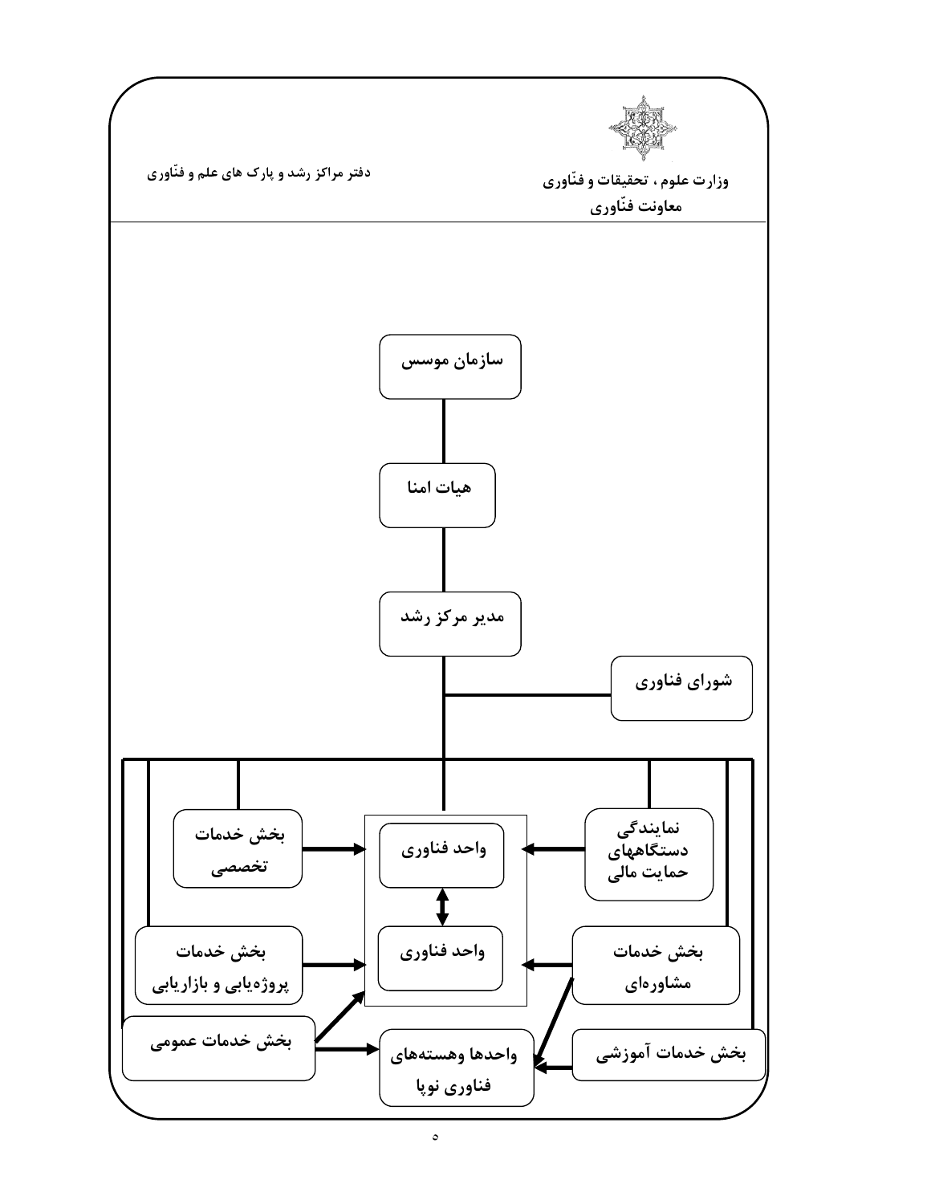سازمان موسس

هیات امنا

مدیر مرکز رشد

شورای فناوری

نمایندگی دستگاههای حمایت مالی

بخش خدمات تخصصی

واحد فناوری

واحد فناوری

بخش خدمات مشاوره‌ای

بخش خدمات پروژه‌یابی و بازاریابی

بخش خدمات عمومی

واحدها وهسته‌های فناوری نوپا

بخش خدمات آموزشی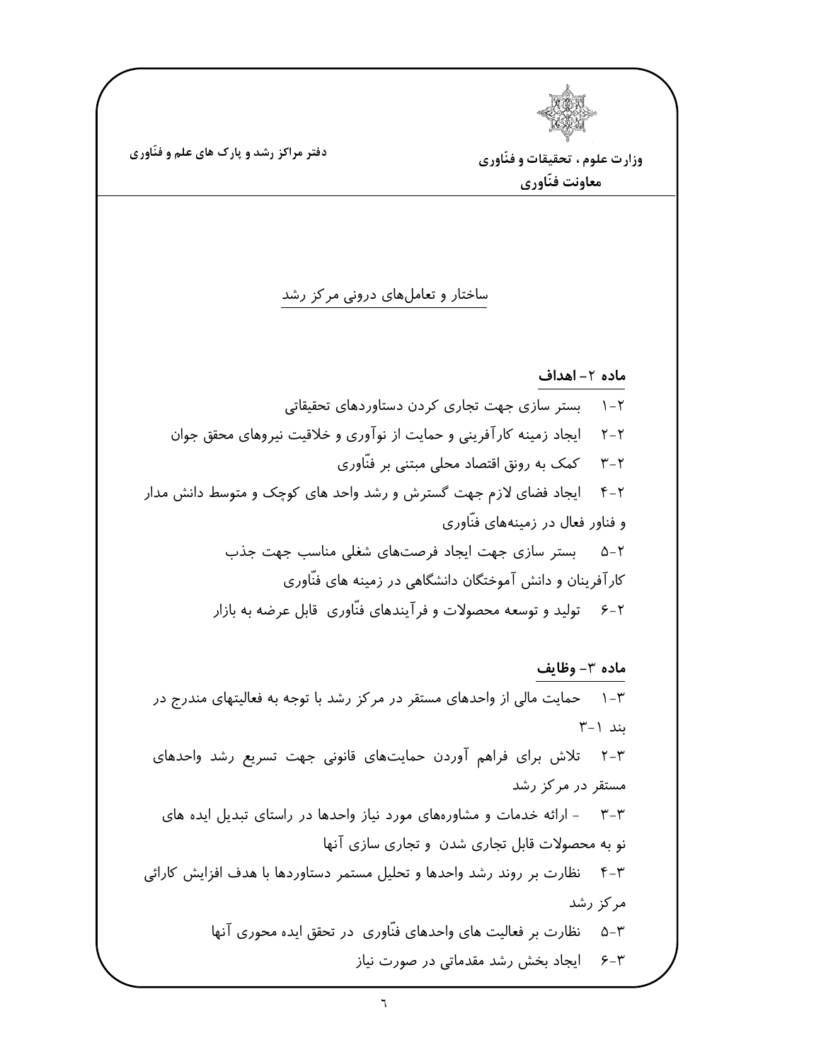## ساختار و تعامل‌های درونی مرکز رشد

### ماده ۲- اهداف

۲-۱ بستر سازی جهت تجاری کردن دستاوردهای تحقیقاتی

۲-۲ ایجاد زمینه کارآفرینی و حمایت از نوآوری و خلاقیت نیروهای محقق جوان

۲-۳ کمک به رونق اقتصاد محلی مبتنی بر فنّاوری

۲-۴ ایجاد فضای لازم جهت گسترش و رشد واحد های کوچک و متوسط دانش مدار و فناور فعال در زمینه‌های فنّاوری

۲-۵ بستر سازی جهت ایجاد فرصت‌های شغلی مناسب جهت جذب کارآفرینان و دانش آموختگان دانشگاهی در زمینه های فنّاوری

۲-۶ تولید و توسعه محصولات و فرآیندهای فنّاوری قابل عرضه به بازار

### ماده ۳- وظایف

۳-۱ حمایت مالی از واحدهای مستقر در مرکز رشد با توجه به فعالیتهای مندرج در بند ۱-۳

۳-۲ تلاش برای فراهم آوردن حمایت‌های قانونی جهت تسریع رشد واحدهای مستقر در مرکز رشد

۳-۳ - ارائه خدمات و مشاوره‌های مورد نیاز واحدها در راستای تبدیل ایده های نو به محصولات قابل تجاری شدن و تجاری سازی آنها

۳-۴ نظارت بر روند رشد واحدها و تحلیل مستمر دستاوردها با هدف افزایش کارائی مرکز رشد

۳-۵ نظارت بر فعالیت های واحدهای فنّاوری در تحقق ایده محوری آنها

۳-۶ ایجاد بخش رشد مقدماتی در صورت نیاز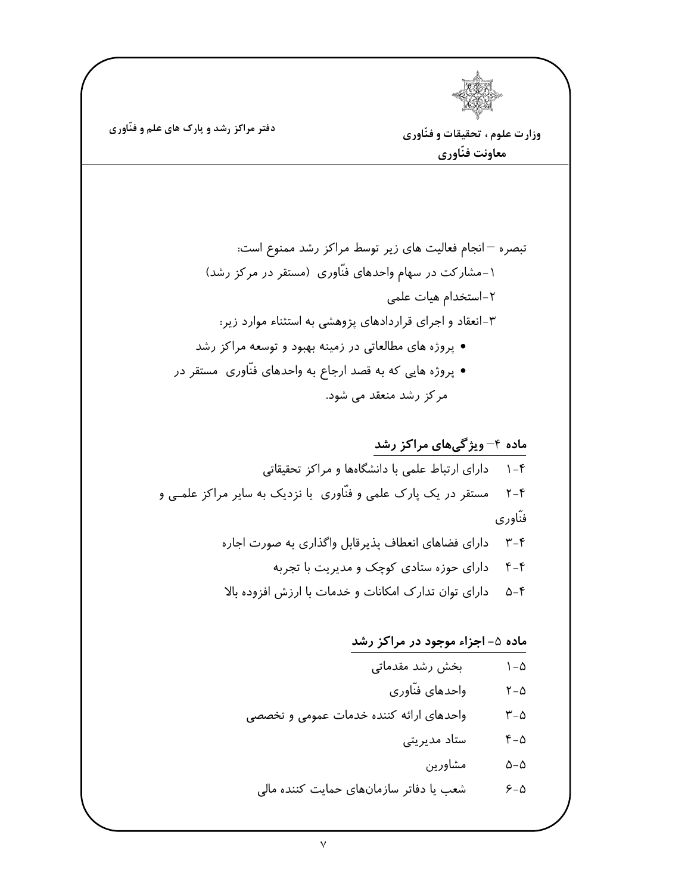تبصره – انجام فعالیت های زیر توسط مراکز رشد ممنوع است:

۱-مشارکت در سهام واحدهای فنّاوری (مستقر در مرکز رشد)

۲-استخدام هیات علمی

۳-انعقاد و اجرای قراردادهای پژوهشی به استثناء موارد زیر:

- پروژه های مطالعاتی در زمینه بهبود و توسعه مراکز رشد
- پروژه هایی که به قصد ارجاع به واحدهای فنّاوری مستقر در مرکز رشد منعقد می شود.

## ماده ۴– ویژگی‌های مراکز رشد

۴-۱ دارای ارتباط علمی با دانشگاه‌ها و مراکز تحقیقاتی

۴-۲ مستقر در یک پارک علمی و فنّاوری یا نزدیک به سایر مراکز علمی و فنّاوری

۴-۳ دارای فضاهای انعطاف پذیرقابل واگذاری به صورت اجاره

۴-۴ دارای حوزه ستادی کوچک و مدیریت با تجربه

۴-۵ دارای توان تدارک امکانات و خدمات با ارزش افزوده بالا

## ماده ۵- اجزاء موجود در مراکز رشد

۵-۱ بخش رشد مقدماتی

۵-۲ واحدهای فنّاوری

۵-۳ واحدهای ارائه کننده خدمات عمومی و تخصصی

۵-۴ ستاد مدیریتی

۵-۵ مشاورین

۵-۶ شعب یا دفاتر سازمان‌های حمایت کننده مالی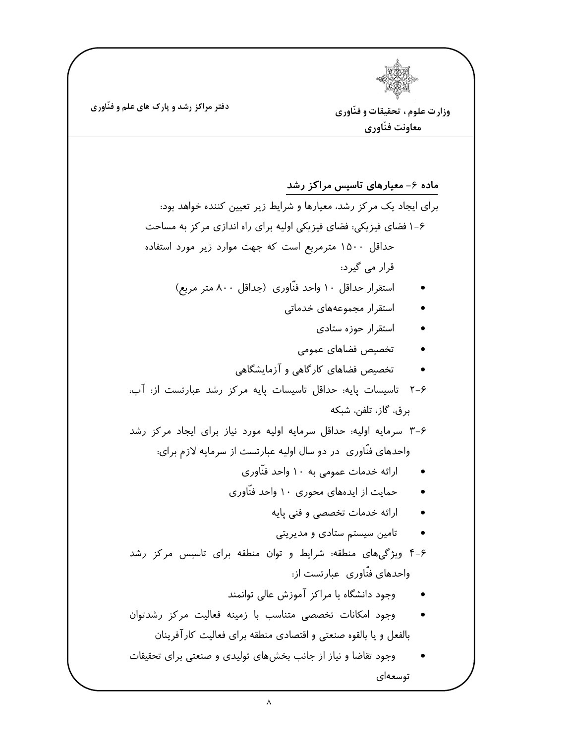## ماده ۶- معیارهای تاسیس مراکز رشد

برای ایجاد یک مرکز رشد، معیارها و شرایط زیر تعیین کننده خواهد بود:

۶-۱ فضای فیزیکی: فضای فیزیکی اولیه برای راه اندازی مرکز به مساحت حداقل ۱۵۰۰ مترمربع است که جهت موارد زیر مورد استفاده قرار می گیرد:

- استقرار حداقل ۱۰ واحد فنّاوری (حداقل ۸۰۰ متر مربع)
- استقرار مجموعه‌های خدماتی
- استقرار حوزه ستادی
- تخصیص فضاهای عمومی
- تخصیص فضاهای کارگاهی و آزمایشگاهی

۶-۲ تاسیسات پایه: حداقل تاسیسات پایه مرکز رشد عبارتست از: آب، برق، گاز، تلفن، شبکه

۶-۳ سرمایه اولیه: حداقل سرمایه اولیه مورد نیاز برای ایجاد مرکز رشد واحدهای فنّاوری در دو سال اولیه عبارتست از سرمایه لازم برای:

- ارائه خدمات عمومی به ۱۰ واحد فنّاوری
- حمایت از ایده‌های محوری ۱۰ واحد فنّاوری
- ارائه خدمات تخصصی و فنی پایه
- تامین سیستم ستادی و مدیریتی

۶-۴ ویژگی‌های منطقه: شرایط و توان منطقه برای تاسیس مرکز رشد واحدهای فنّاوری عبارتست از:

- وجود دانشگاه یا مراکز آموزش عالی توانمند
- وجود امکانات تخصصی متناسب با زمینه فعالیت مرکز رشدتوان بالفعل و یا بالقوه صنعتی و اقتصادی منطقه برای فعالیت کارآفرینان
- وجود تقاضا و نیاز از جانب بخش‌های تولیدی و صنعتی برای تحقیقات توسعه‌ای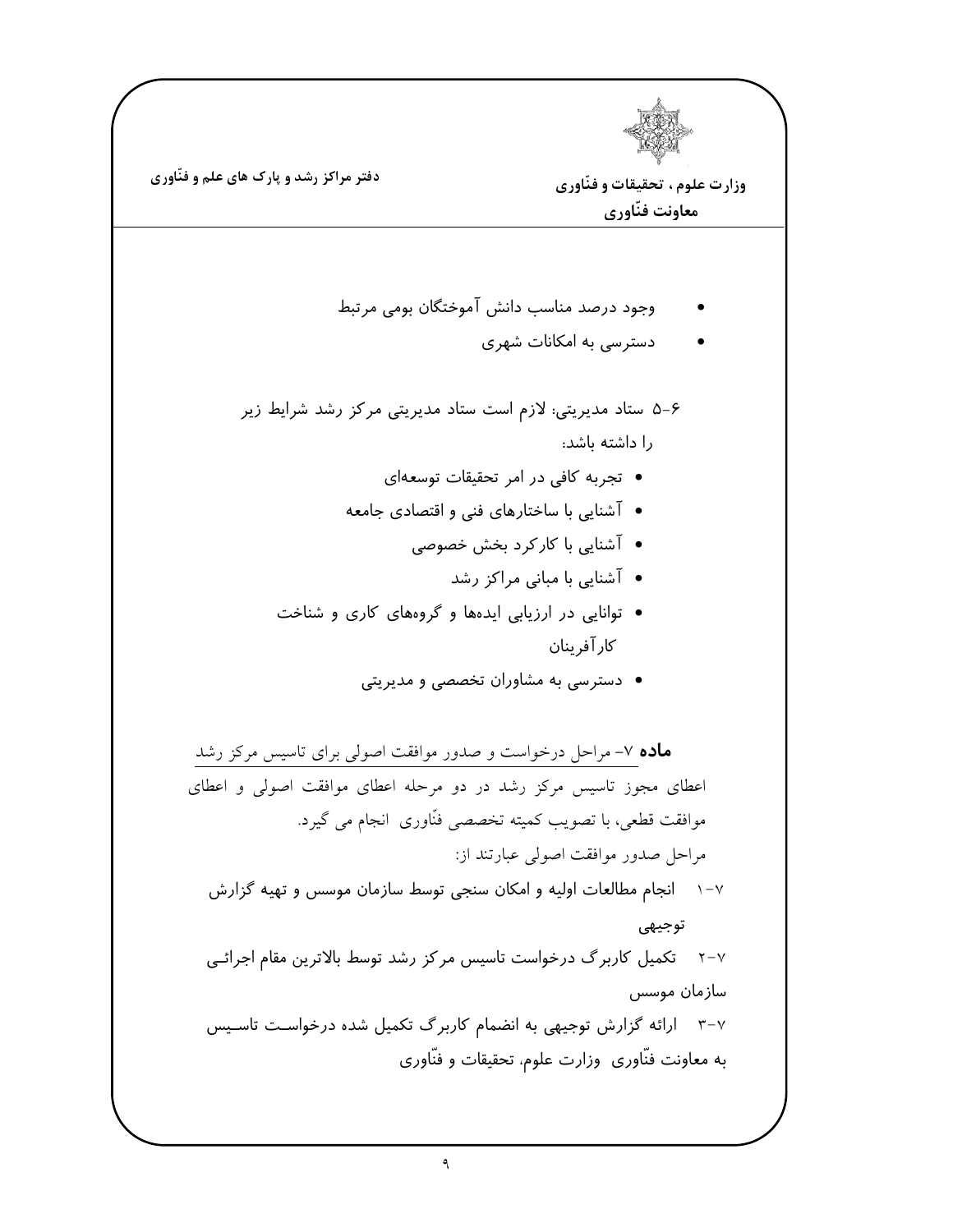- وجود درصد مناسب دانش آموختگان بومی مرتبط
- دسترسی به امکانات شهری

۶-۵ ستاد مدیریتی: لازم است ستاد مدیریتی مرکز رشد شرایط زیر را داشته باشد:

- تجربه کافی در امر تحقیقات توسعه‌ای
- آشنایی با ساختارهای فنی و اقتصادی جامعه
- آشنایی با کارکرد بخش خصوصی
- آشنایی با مبانی مراکز رشد
- توانایی در ارزیابی ایده‌ها و گروه‌های کاری و شناخت کارآفرینان
- دسترسی به مشاوران تخصصی و مدیریتی

**ماده** ۷- مراحل درخواست و صدور موافقت اصولی برای تاسیس مرکز رشد

اعطای مجوز تاسیس مرکز رشد در دو مرحله اعطای موافقت اصولی و اعطای موافقت قطعی، با تصویب کمیته تخصصی فنّاوری انجام می گیرد.

مراحل صدور موافقت اصولی عبارتند از:

۷-۱ انجام مطالعات اولیه و امکان سنجی توسط سازمان موسس و تهیه گزارش توجیهی

۷-۲ تکمیل کاربرگ درخواست تاسیس مرکز رشد توسط بالاترین مقام اجرائی سازمان موسس

۷-۳ ارائه گزارش توجیهی به انضمام کاربرگ تکمیل شده درخواست تاسیس به معاونت فنّاوری وزارت علوم، تحقیقات و فنّاوری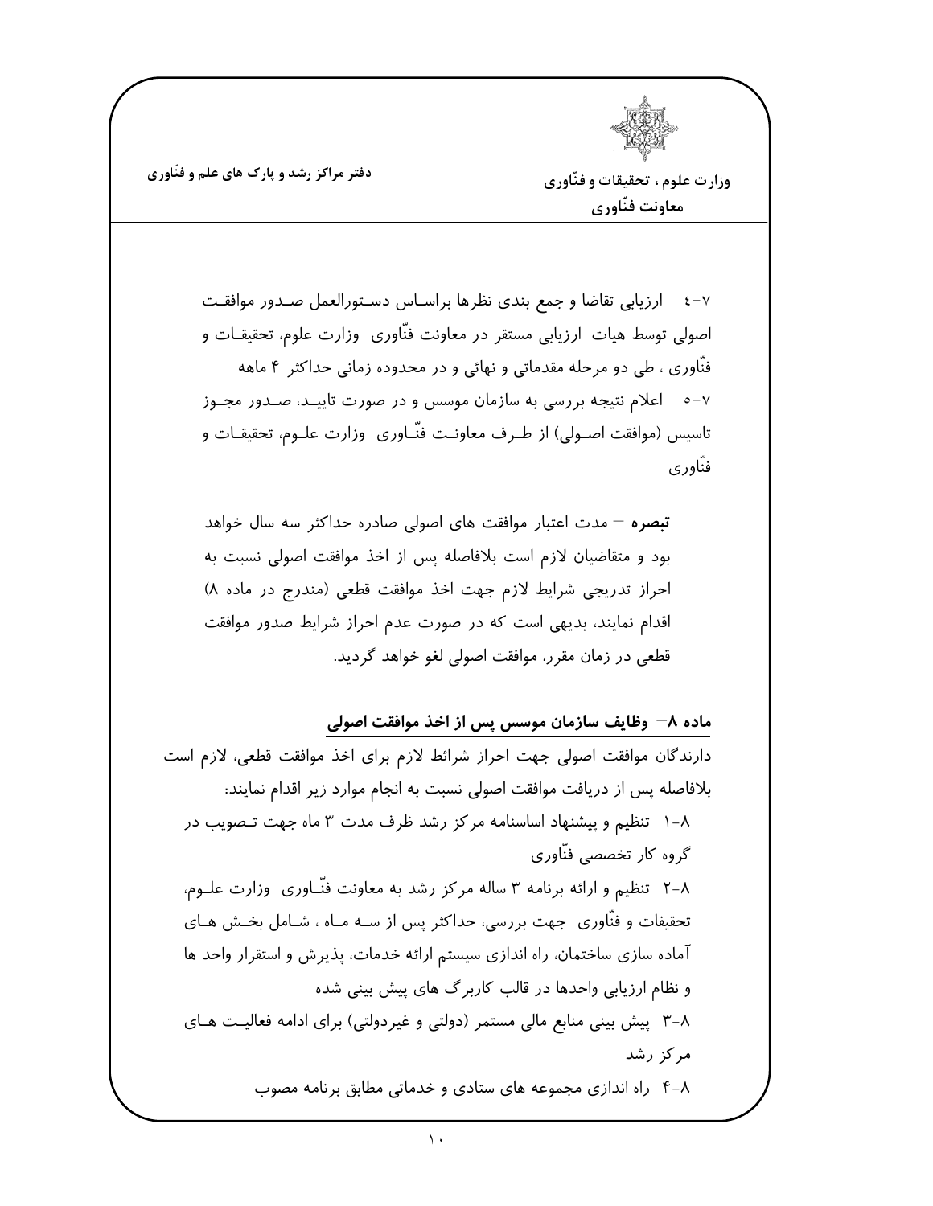۷-٤ ارزیابی تقاضا و جمع بندی نظرها براساس دستورالعمل صدور موافقت اصولی توسط هیات ارزیابی مستقر در معاونت فنّاوری وزارت علوم، تحقیقات و فنّاوری ، طی دو مرحله مقدماتی و نهائی و در محدوده زمانی حداکثر ۴ ماهه

۷-٥ اعلام نتیجه بررسی به سازمان موسس و در صورت تایید، صدور مجوز تاسیس (موافقت اصولی) از طرف معاونت فنّاوری وزارت علوم، تحقیقات و فنّاوری

**تبصره** – مدت اعتبار موافقت های اصولی صادره حداکثر سه سال خواهد بود و متقاضیان لازم است بلافاصله پس از اخذ موافقت اصولی نسبت به احراز تدریجی شرایط لازم جهت اخذ موافقت قطعی (مندرج در ماده ۸) اقدام نمایند، بدیهی است که در صورت عدم احراز شرایط صدور موافقت قطعی در زمان مقرر، موافقت اصولی لغو خواهد گردید.

## ماده ۸– وظایف سازمان موسس پس از اخذ موافقت اصولی

دارندگان موافقت اصولی جهت احراز شرایط لازم برای اخذ موافقت قطعی، لازم است بلافاصله پس از دریافت موافقت اصولی نسبت به انجام موارد زیر اقدام نمایند:

۸-۱ تنظیم و پیشنهاد اساسنامه مرکز رشد ظرف مدت ۳ ماه جهت تصویب در گروه کار تخصصی فنّاوری

۸-۲ تنظیم و ارائه برنامه ۳ ساله مرکز رشد به معاونت فنّاوری وزارت علوم، تحقیقات و فنّاوری جهت بررسی، حداکثر پس از سه ماه ، شامل بخش های آماده سازی ساختمان، راه اندازی سیستم ارائه خدمات، پذیرش و استقرار واحد ها و نظام ارزیابی واحدها در قالب کاربرگ های پیش بینی شده

۸-۳ پیش بینی منابع مالی مستمر (دولتی و غیردولتی) برای ادامه فعالیت های مرکز رشد

۸-۴ راه اندازی مجموعه های ستادی و خدماتی مطابق برنامه مصوب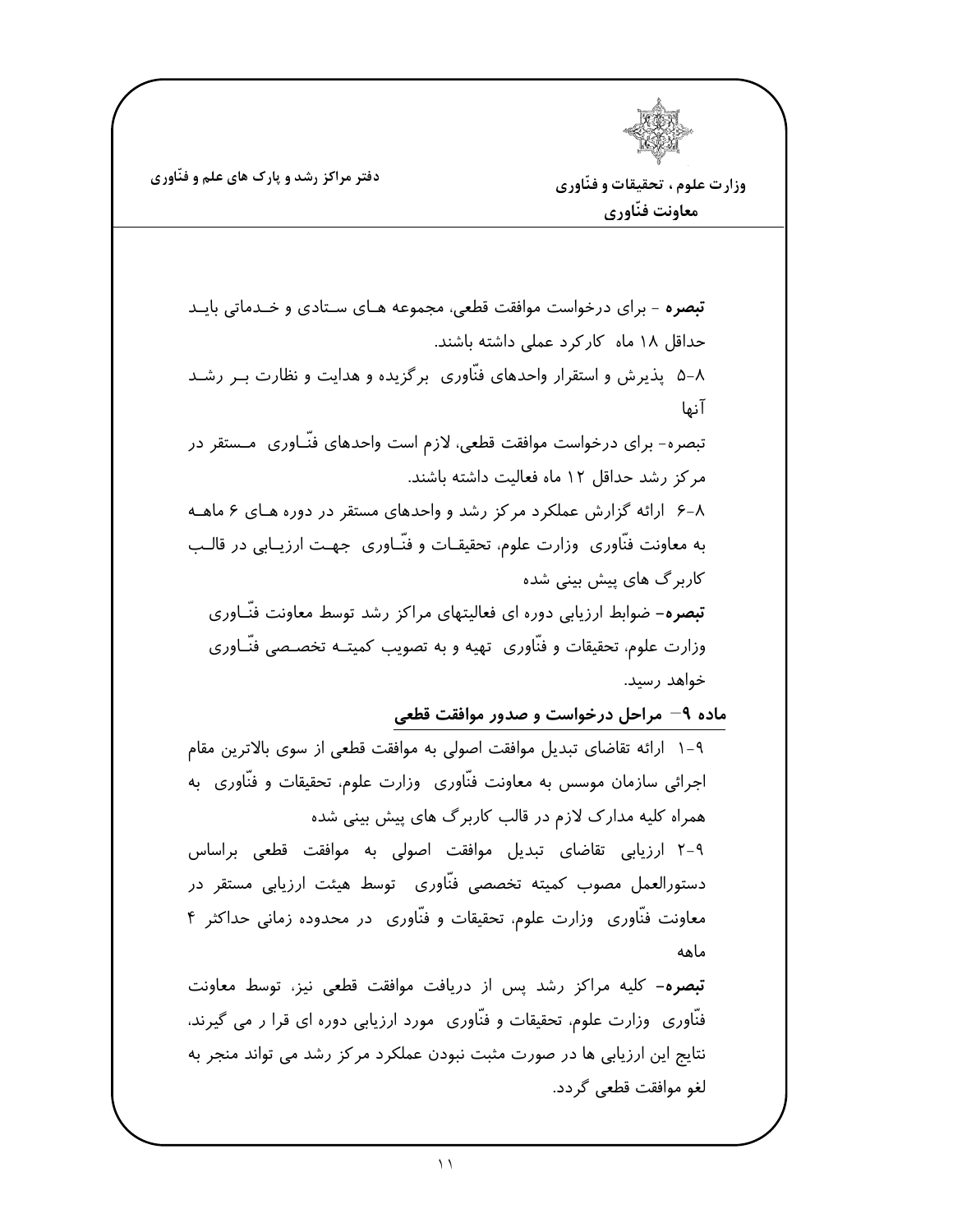**تبصره** - برای درخواست موافقت قطعی، مجموعه های ستادی و خدماتی باید حداقل ۱۸ ماه کارکرد عملی داشته باشند.

۸-۵ پذیرش و استقرار واحدهای فنّاوری برگزیده و هدایت و نظارت بر رشد آنها

تبصره- برای درخواست موافقت قطعی، لازم است واحدهای فنّاوری مستقر در مرکز رشد حداقل ۱۲ ماه فعالیت داشته باشند.

۸-۶ ارائه گزارش عملکرد مرکز رشد و واحدهای مستقر در دوره های ۶ ماهه به معاونت فنّاوری وزارت علوم، تحقیقات و فنّاوری جهت ارزیابی در قالب کاربرگ های پیش بینی شده

**تبصره**- ضوابط ارزیابی دوره ای فعالیتهای مراکز رشد توسط معاونت فنّاوری وزارت علوم، تحقیقات و فنّاوری تهیه و به تصویب کمیته تخصصی فنّاوری خواهد رسید.

## ماده ۹- مراحل درخواست و صدور موافقت قطعی

۹-۱ ارائه تقاضای تبدیل موافقت اصولی به موافقت قطعی از سوی بالاترین مقام اجرائی سازمان موسس به معاونت فنّاوری وزارت علوم، تحقیقات و فنّاوری به همراه کلیه مدارک لازم در قالب کاربرگ های پیش بینی شده

۹-۲ ارزیابی تقاضای تبدیل موافقت اصولی به موافقت قطعی براساس دستورالعمل مصوب کمیته تخصصی فنّاوری توسط هیئت ارزیابی مستقر در معاونت فنّاوری وزارت علوم، تحقیقات و فنّاوری در محدوده زمانی حداکثر ۴ ماهه

**تبصره**- کلیه مراکز رشد پس از دریافت موافقت قطعی نیز، توسط معاونت فنّاوری وزارت علوم، تحقیقات و فنّاوری مورد ارزیابی دوره ای قرا ر می گیرند، نتایج این ارزیابی ها در صورت مثبت نبودن عملکرد مرکز رشد می تواند منجر به لغو موافقت قطعی گردد.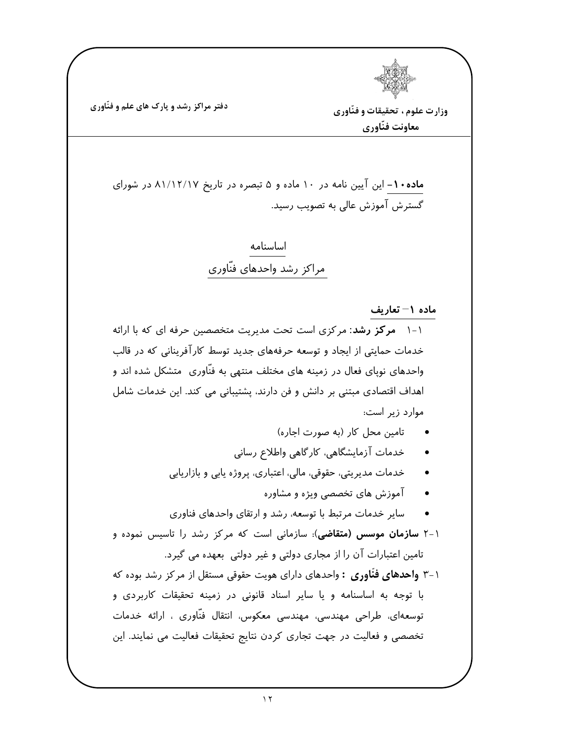**ماده۱۰-** این آیین نامه در ۱۰ ماده و ۵ تبصره در تاریخ ۸۱/۱۲/۱۷ در شورای گسترش آموزش عالی به تصویب رسید.

## اساسنامه
## مراکز رشد واحدهای فنّاوری

### ماده ۱– تعاریف

۱-۱ **مرکز رشد**: مرکزی است تحت مدیریت متخصصین حرفه ای که با ارائه خدمات حمایتی از ایجاد و توسعه حرفه‌های جدید توسط کارآفرینانی که در قالب واحدهای نوپای فعال در زمینه های مختلف منتهی به فنّاوری متشکل شده اند و اهداف اقتصادی مبتنی بر دانش و فن دارند، پشتیبانی می کند. این خدمات شامل موارد زیر است:

- تامین محل کار (به صورت اجاره)
- خدمات آزمایشگاهی، کارگاهی واطلاع رسانی
- خدمات مدیریتی، حقوقی، مالی، اعتباری، پروژه یابی و بازاریابی
- آموزش های تخصصی ویژه و مشاوره
- سایر خدمات مرتبط با توسعه، رشد و ارتقای واحدهای فناوری

۲-۱ **سازمان موسس (متقاضی)**: سازمانی است که مرکز رشد را تاسیس نموده و تامین اعتبارات آن را از مجاری دولتی و غیر دولتی بعهده می گیرد.

۳-۱ **واحدهای فنّاوری :** واحدهای دارای هویت حقوقی مستقل از مرکز رشد بوده که با توجه به اساسنامه و یا سایر اسناد قانونی در زمینه تحقیقات کاربردی و توسعه‌ای، طراحی مهندسی، مهندسی معکوس، انتقال فنّاوری ، ارائه خدمات تخصصی و فعالیت در جهت تجاری کردن نتایج تحقیقات فعالیت می نمایند. این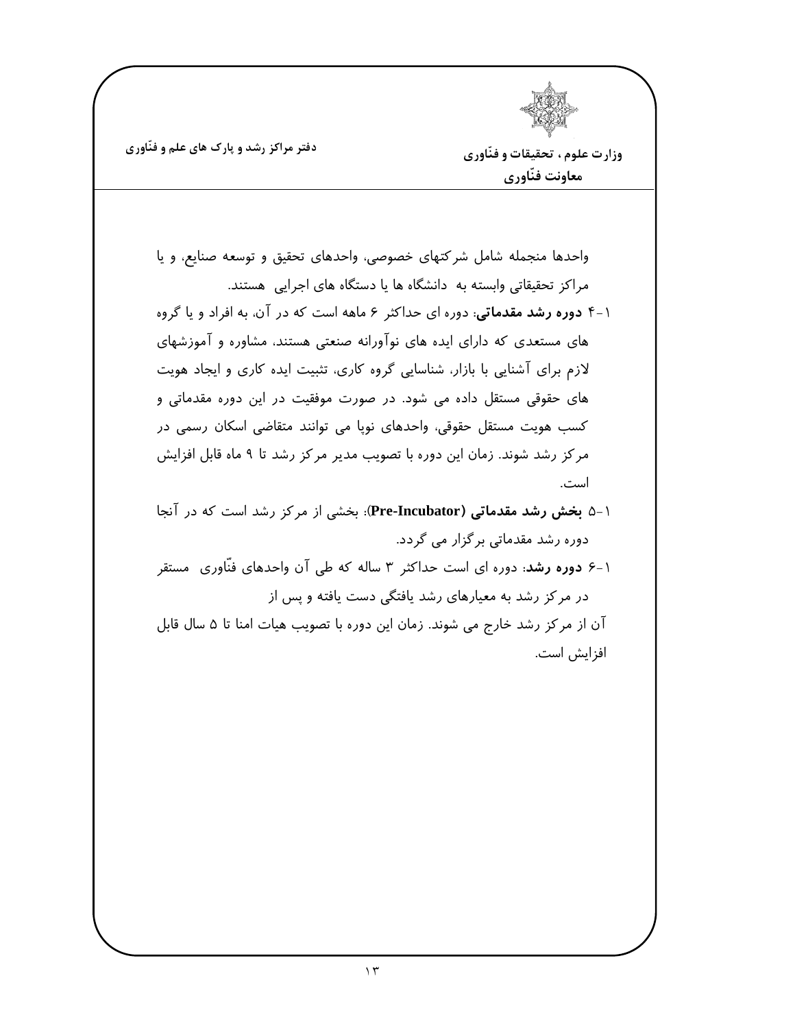واحدها منجمله شامل شرکتهای خصوصی، واحدهای تحقیق و توسعه صنایع، و یا مراکز تحقیقاتی وابسته به دانشگاه ها یا دستگاه های اجرایی هستند.

۱-۴ **دوره رشد مقدماتی**: دوره ای حداکثر ۶ ماهه است که در آن، به افراد و یا گروه های مستعدی که دارای ایده های نوآورانه صنعتی هستند، مشاوره و آموزشهای لازم برای آشنایی با بازار، شناسایی گروه کاری، تثبیت ایده کاری و ایجاد هویت های حقوقی مستقل داده می شود. در صورت موفقیت در این دوره مقدماتی و کسب هویت مستقل حقوقی، واحدهای نوپا می توانند متقاضی اسکان رسمی در مرکز رشد شوند. زمان این دوره با تصویب مدیر مرکز رشد تا ۹ ماه قابل افزایش است.

۱-۵ **بخش رشد مقدماتی (Pre-Incubator)**: بخشی از مرکز رشد است که در آنجا دوره رشد مقدماتی برگزار می گردد.

۱-۶ **دوره رشد**: دوره ای است حداکثر ۳ ساله که طی آن واحدهای فنّاوری مستقر در مرکز رشد به معیارهای رشد یافتگی دست یافته و پس از آن از مرکز رشد خارج می شوند. زمان این دوره با تصویب هیات امنا تا ۵ سال قابل افزایش است.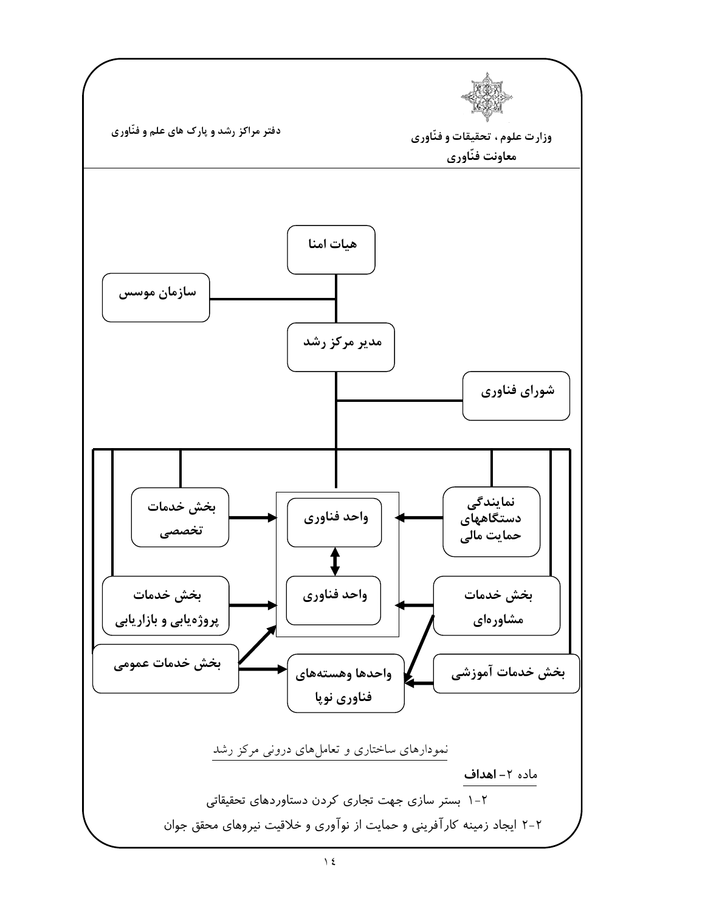هیات امنا

سازمان موسس

مدیر مرکز رشد

شورای فناوری

بخش خدمات تخصصی

واحد فناوری

نمایندگی دستگاههای حمایت مالی

واحد فناوری

بخش خدمات پروژه‌یابی و بازاریابی

بخش خدمات مشاوره‌ای

بخش خدمات عمومی

واحدها وهسته‌های فناوری نوپا

بخش خدمات آموزشی

نمودارهای ساختاری و تعامل‌های درونی مرکز رشد

ماده ۲- **اهداف**

۱-۲ بستر سازی جهت تجاری کردن دستاوردهای تحقیقاتی

۲-۲ ایجاد زمینه کارآفرینی و حمایت از نوآوری و خلاقیت نیروهای محقق جوان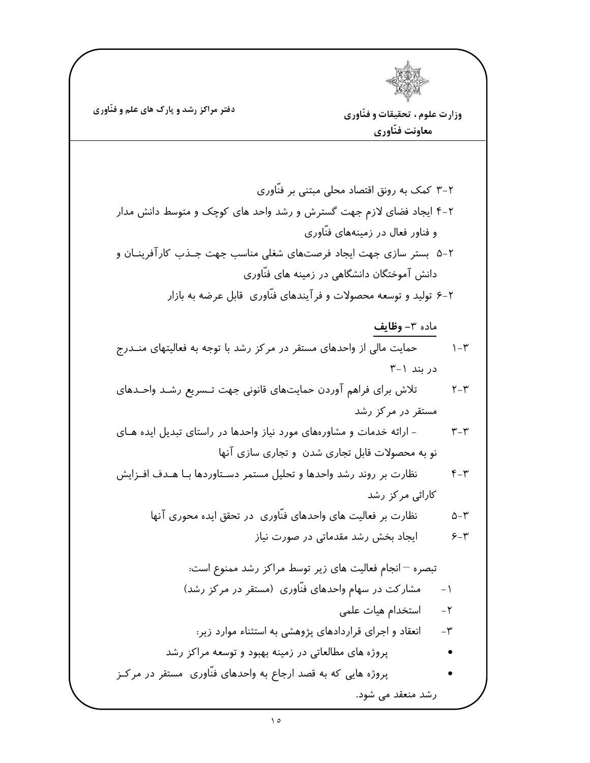۲-۳ کمک به رونق اقتصاد محلی مبتنی بر فنّاوری

۲-۴ ایجاد فضای لازم جهت گسترش و رشد واحد های کوچک و متوسط دانش مدار و فناور فعال در زمینه‌های فنّاوری

۲-۵ بستر سازی جهت ایجاد فرصت‌های شغلی مناسب جهت جـذب کارآفرینـان و دانش آموختگان دانشگاهی در زمینه های فنّاوری

۲-۶ تولید و توسعه محصولات و فرآیندهای فنّاوری قابل عرضه به بازار

ماده ۳- **وظایف**

۳-۱ حمایت مالی از واحدهای مستقر در مرکز رشد با توجه به فعالیتهای منـدرج در بند ۱-۳

۳-۲ تلاش برای فراهم آوردن حمایت‌های قانونی جهت تـسریع رشـد واحـدهای مستقر در مرکز رشد

۳-۳ - ارائه خدمات و مشاوره‌های مورد نیاز واحدها در راستای تبدیل ایده هـای نو به محصولات قابل تجاری شدن و تجاری سازی آنها

۳-۴ نظارت بر روند رشد واحدها و تحلیل مستمر دسـتاوردها بـا هـدف افـزایش کارائی مرکز رشد

۳-۵ نظارت بر فعالیت های واحدهای فنّاوری در تحقق ایده محوری آنها

۳-۶ ایجاد بخش رشد مقدماتی در صورت نیاز

تبصره – انجام فعالیت های زیر توسط مراکز رشد ممنوع است:

۱- مشارکت در سهام واحدهای فنّاوری (مستقر در مرکز رشد)

۲- استخدام هیات علمی

۳- انعقاد و اجرای قراردادهای پژوهشی به استثناء موارد زیر:

- پروژه های مطالعاتی در زمینه بهبود و توسعه مراکز رشد
- پروژه هایی که به قصد ارجاع به واحدهای فنّاوری مستقر در مرکـز رشد منعقد می شود.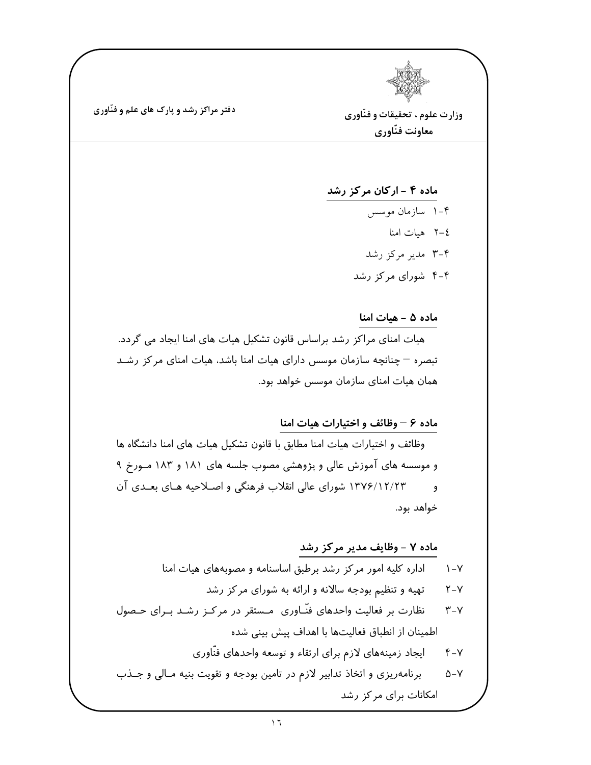## ماده ۴ - ارکان مرکز رشد

۴-۱ سازمان موسس

٤-۲ هیات امنا

۴-۳ مدیر مرکز رشد

۴-۴ شورای مرکز رشد

## ماده ۵ - هیات امنا

هیات امنای مراکز رشد براساس قانون تشکیل هیات های امنا ایجاد می گردد.

تبصره – چنانچه سازمان موسس دارای هیات امنا باشد، هیات امنای مرکز رشد همان هیات امنای سازمان موسس خواهد بود.

## ماده ۶ – وظائف و اختیارات هیات امنا

وظائف و اختیارات هیات امنا مطابق با قانون تشکیل هیات های امنا دانشگاه ها و موسسه های آموزش عالی و پژوهشی مصوب جلسه های ۱۸۱ و ۱۸۳ مورخ ۹ و ۱۳۷۶/۱۲/۲۳ شورای عالی انقلاب فرهنگی و اصلاحیه های بعدی آن خواهد بود.

## ماده ۷ - وظایف مدیر مرکز رشد

۷-۱ اداره کلیه امور مرکز رشد برطبق اساسنامه و مصوبه‌های هیات امنا

۷-۲ تهیه و تنظیم بودجه سالانه و ارائه به شورای مرکز رشد

۷-۳ نظارت بر فعالیت واحدهای فنّاوری مستقر در مرکز رشد برای حصول اطمینان از انطباق فعالیت‌ها با اهداف پیش بینی شده

۷-۴ ایجاد زمینه‌های لازم برای ارتقاء و توسعه واحدهای فنّاوری

۷-۵ برنامه‌ریزی و اتخاذ تدابیر لازم در تامین بودجه و تقویت بنیه مالی و جذب امکانات برای مرکز رشد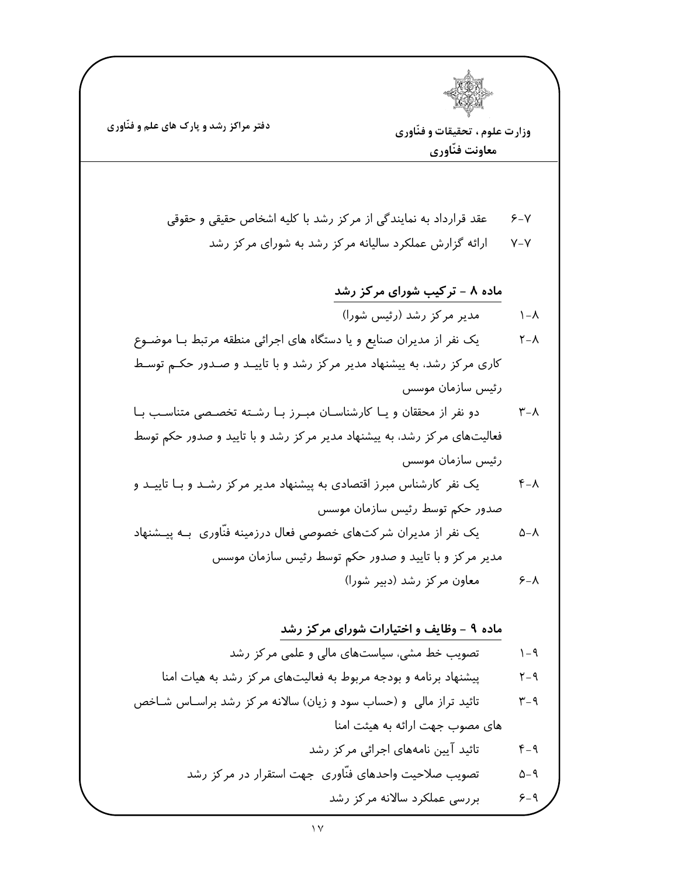۷-۶ عقد قرارداد به نمایندگی از مرکز رشد با کلیه اشخاص حقیقی و حقوقی

۷-۷ ارائه گزارش عملکرد سالیانه مرکز رشد به شورای مرکز رشد

## ماده ۸ - ترکیب شورای مرکز رشد

۸-۱ مدیر مرکز رشد (رئیس شورا)

۸-۲ یک نفر از مدیران صنایع و یا دستگاه های اجرائی منطقه مرتبط بـا موضـوع کاری مرکز رشد، به پیشنهاد مدیر مرکز رشد و با تاییـد و صـدور حکـم توسـط رئیس سازمان موسس

۸-۳ دو نفر از محققان و یـا کارشناسـان مبـرز بـا رشـته تخصـصی متناسـب بـا فعالیت‌های مرکز رشد، به پیشنهاد مدیر مرکز رشد و با تایید و صدور حکم توسط رئیس سازمان موسس

۸-۴ یک نفر کارشناس مبرز اقتصادی به پیشنهاد مدیر مرکز رشـد و بـا تاییـد و صدور حکم توسط رئیس سازمان موسس

۸-۵ یک نفر از مدیران شرکت‌های خصوصی فعال درزمینه فنّاوری بـه پیـشنهاد مدیر مرکز و با تایید و صدور حکم توسط رئیس سازمان موسس

۸-۶ معاون مرکز رشد (دبیر شورا)

## ماده ۹ - وظایف و اختیارات شورای مرکز رشد

۹-۱ تصویب خط مشی، سیاست‌های مالی و علمی مرکز رشد

۹-۲ پیشنهاد برنامه و بودجه مربوط به فعالیت‌های مرکز رشد به هیات امنا

۹-۳ تائید تراز مالی و (حساب سود و زیان) سالانه مرکز رشد براسـاس شـاخص های مصوب جهت ارائه به هیئت امنا

۹-۴ تائید آیین نامه‌های اجرائی مرکز رشد

۹-۵ تصویب صلاحیت واحدهای فنّاوری جهت استقرار در مرکز رشد

۹-۶ بررسی عملکرد سالانه مرکز رشد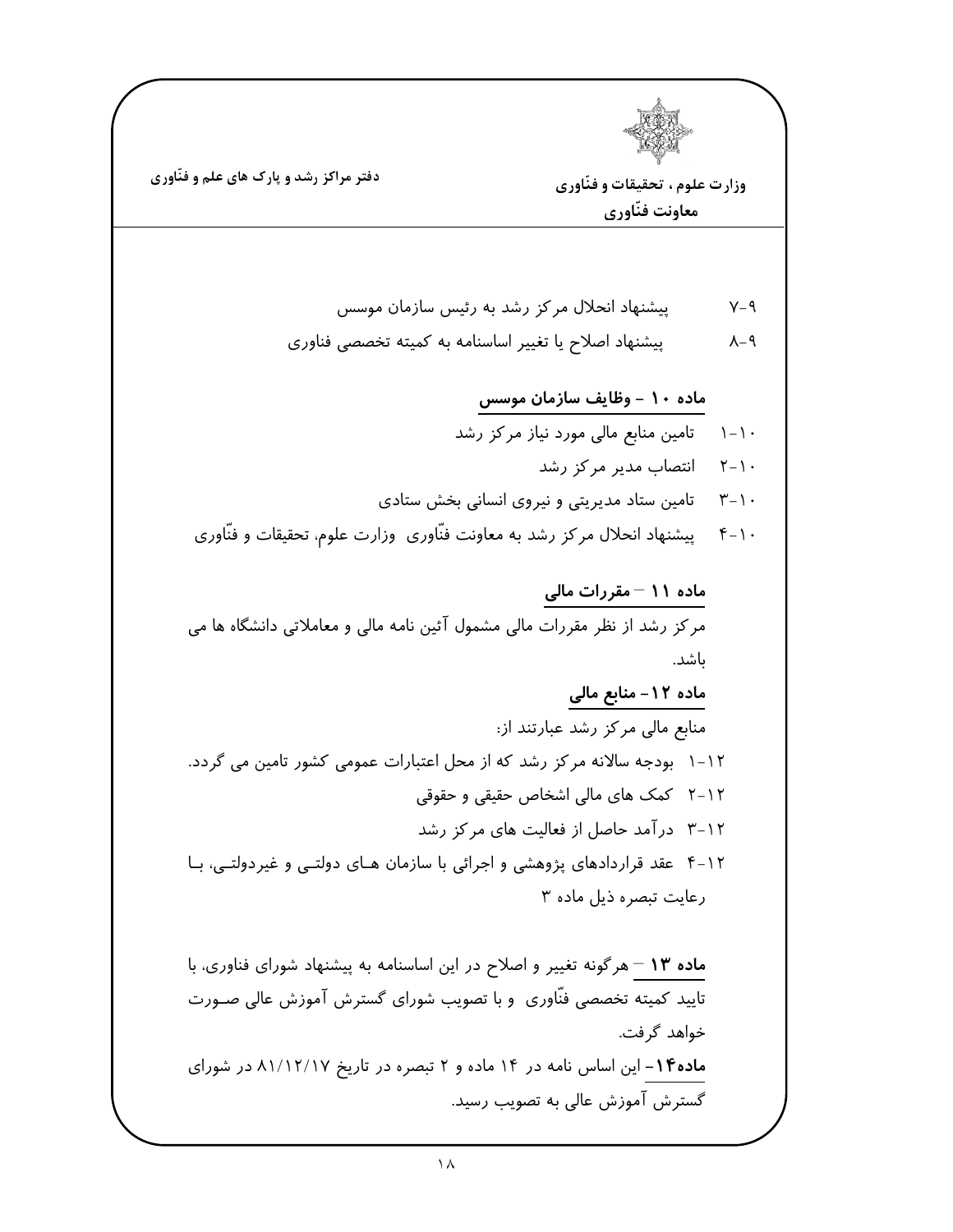۹-۷ پیشنهاد انحلال مرکز رشد به رئیس سازمان موسس

۹-۸ پیشنهاد اصلاح یا تغییر اساسنامه به کمیته تخصصی فناوری

## ماده ۱۰ - وظایف سازمان موسس

۱۰-۱ تامین منابع مالی مورد نیاز مرکز رشد

۱۰-۲ انتصاب مدیر مرکز رشد

۱۰-۳ تامین ستاد مدیریتی و نیروی انسانی بخش ستادی

۱۰-۴ پیشنهاد انحلال مرکز رشد به معاونت فنّاوری وزارت علوم، تحقیقات و فنّاوری

## ماده ۱۱ – مقررات مالی

مرکز رشد از نظر مقررات مالی مشمول آئین نامه مالی و معاملاتی دانشگاه ها می باشد.

## ماده ۱۲- منابع مالی

منابع مالی مرکز رشد عبارتند از:

۱۲-۱ بودجه سالانه مرکز رشد که از محل اعتبارات عمومی کشور تامین می گردد.

۱۲-۲ کمک های مالی اشخاص حقیقی و حقوقی

۱۲-۳ درآمد حاصل از فعالیت های مرکز رشد

۱۲-۴ عقد قراردادهای پژوهشی و اجرائی با سازمان های دولتی و غیردولتی، با رعایت تبصره ذیل ماده ۳

**ماده ۱۳** – هرگونه تغییر و اصلاح در این اساسنامه به پیشنهاد شورای فناوری، با تایید کمیته تخصصی فنّاوری و با تصویب شورای گسترش آموزش عالی صورت خواهد گرفت.

**ماده۱۴-** این اساس نامه در ۱۴ ماده و ۲ تبصره در تاریخ ۸۱/۱۲/۱۷ در شورای گسترش آموزش عالی به تصویب رسید.